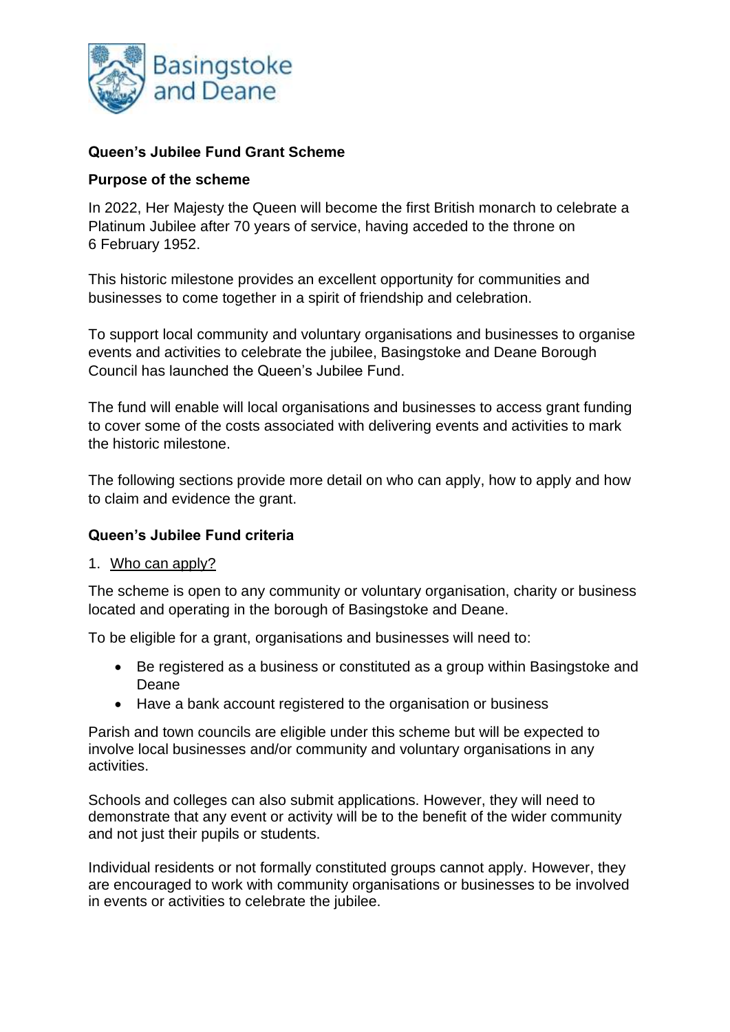Basingstoke and Deane

**Queen's Jubilee Fund Grant Scheme**

**Purpose of the scheme**

In 2022, Her Majesty the Queen will become the first British monarch to celebrate a Platinum Jubilee after 70 years of service, having acceded to the throne on 6 February 1952.

This historic milestone provides an excellent opportunity for communities and businesses to come together in a spirit of friendship and celebration.

To support local community and voluntary organisations and businesses to organise events and activities to celebrate the jubilee, Basingstoke and Deane Borough Council has launched the Queen's Jubilee Fund.

The fund will enable will local organisations and businesses to access grant funding to cover some of the costs associated with delivering events and activities to mark the historic milestone.

The following sections provide more detail on who can apply, how to apply and how to claim and evidence the grant.

**Queen's Jubilee Fund criteria**

1. Who can apply?

The scheme is open to any community or voluntary organisation, charity or business located and operating in the borough of Basingstoke and Deane.

To be eligible for a grant, organisations and businesses will need to:

- Be registered as a business or constituted as a group within Basingstoke and Deane
- Have a bank account registered to the organisation or business

Parish and town councils are eligible under this scheme but will be expected to involve local businesses and/or community and voluntary organisations in any activities.

Schools and colleges can also submit applications. However, they will need to demonstrate that any event or activity will be to the benefit of the wider community and not just their pupils or students.

Individual residents or not formally constituted groups cannot apply. However, they are encouraged to work with community organisations or businesses to be involved in events or activities to celebrate the jubilee.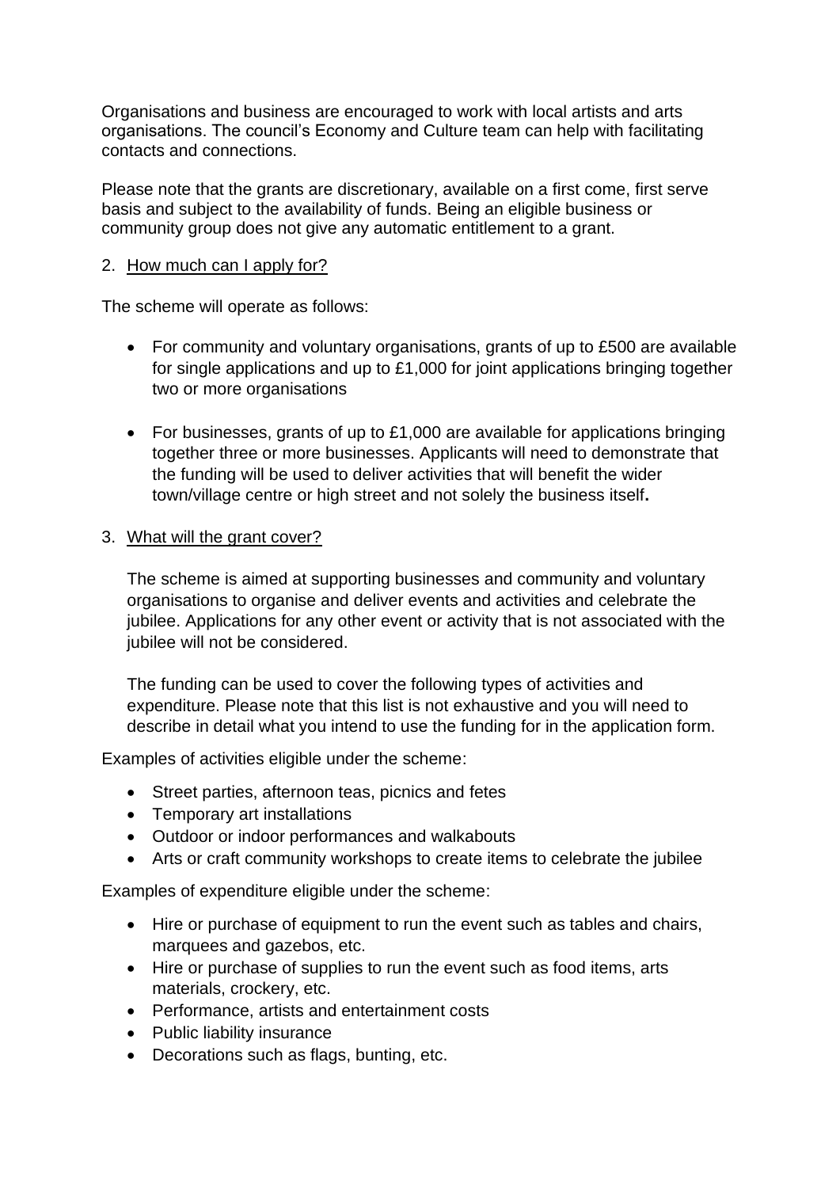Organisations and business are encouraged to work with local artists and arts organisations. The council's Economy and Culture team can help with facilitating contacts and connections.

Please note that the grants are discretionary, available on a first come, first serve basis and subject to the availability of funds. Being an eligible business or community group does not give any automatic entitlement to a grant.

## 2. How much can I apply for?

The scheme will operate as follows:

- For community and voluntary organisations, grants of up to £500 are available for single applications and up to £1,000 for joint applications bringing together two or more organisations

- For businesses, grants of up to £1,000 are available for applications bringing together three or more businesses. Applicants will need to demonstrate that the funding will be used to deliver activities that will benefit the wider town/village centre or high street and not solely the business itself**.**

## 3. What will the grant cover?

The scheme is aimed at supporting businesses and community and voluntary organisations to organise and deliver events and activities and celebrate the jubilee. Applications for any other event or activity that is not associated with the jubilee will not be considered.

The funding can be used to cover the following types of activities and expenditure. Please note that this list is not exhaustive and you will need to describe in detail what you intend to use the funding for in the application form.

Examples of activities eligible under the scheme:

- Street parties, afternoon teas, picnics and fetes
- Temporary art installations
- Outdoor or indoor performances and walkabouts
- Arts or craft community workshops to create items to celebrate the jubilee

Examples of expenditure eligible under the scheme:

- Hire or purchase of equipment to run the event such as tables and chairs, marquees and gazebos, etc.
- Hire or purchase of supplies to run the event such as food items, arts materials, crockery, etc.
- Performance, artists and entertainment costs
- Public liability insurance
- Decorations such as flags, bunting, etc.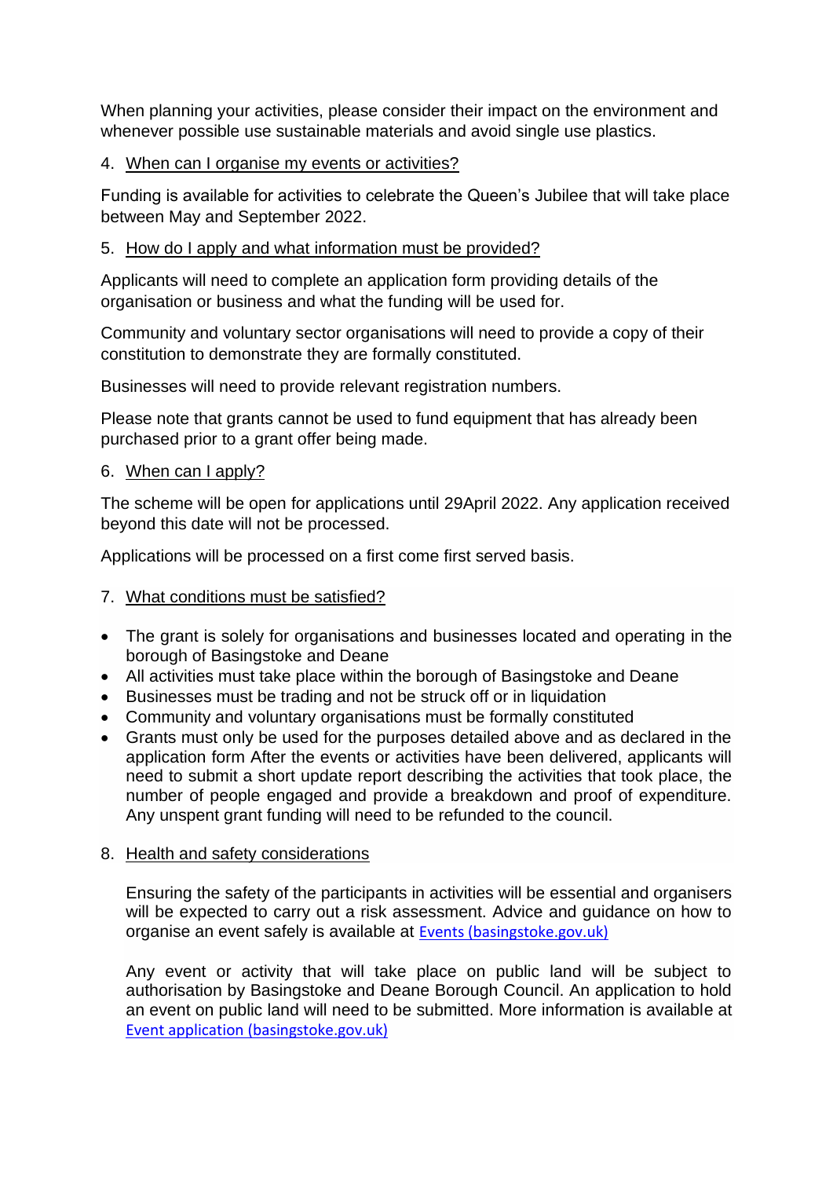When planning your activities, please consider their impact on the environment and whenever possible use sustainable materials and avoid single use plastics.

4. When can I organise my events or activities?

Funding is available for activities to celebrate the Queen's Jubilee that will take place between May and September 2022.

5. How do I apply and what information must be provided?

Applicants will need to complete an application form providing details of the organisation or business and what the funding will be used for.

Community and voluntary sector organisations will need to provide a copy of their constitution to demonstrate they are formally constituted.

Businesses will need to provide relevant registration numbers.

Please note that grants cannot be used to fund equipment that has already been purchased prior to a grant offer being made.

6. When can I apply?

The scheme will be open for applications until 29April 2022. Any application received beyond this date will not be processed.

Applications will be processed on a first come first served basis.

7. What conditions must be satisfied?

- The grant is solely for organisations and businesses located and operating in the borough of Basingstoke and Deane
- All activities must take place within the borough of Basingstoke and Deane
- Businesses must be trading and not be struck off or in liquidation
- Community and voluntary organisations must be formally constituted
- Grants must only be used for the purposes detailed above and as declared in the application form After the events or activities have been delivered, applicants will need to submit a short update report describing the activities that took place, the number of people engaged and provide a breakdown and proof of expenditure. Any unspent grant funding will need to be refunded to the council.

8. Health and safety considerations

Ensuring the safety of the participants in activities will be essential and organisers will be expected to carry out a risk assessment. Advice and guidance on how to organise an event safely is available at Events (basingstoke.gov.uk)

Any event or activity that will take place on public land will be subject to authorisation by Basingstoke and Deane Borough Council. An application to hold an event on public land will need to be submitted. More information is available at Event application (basingstoke.gov.uk)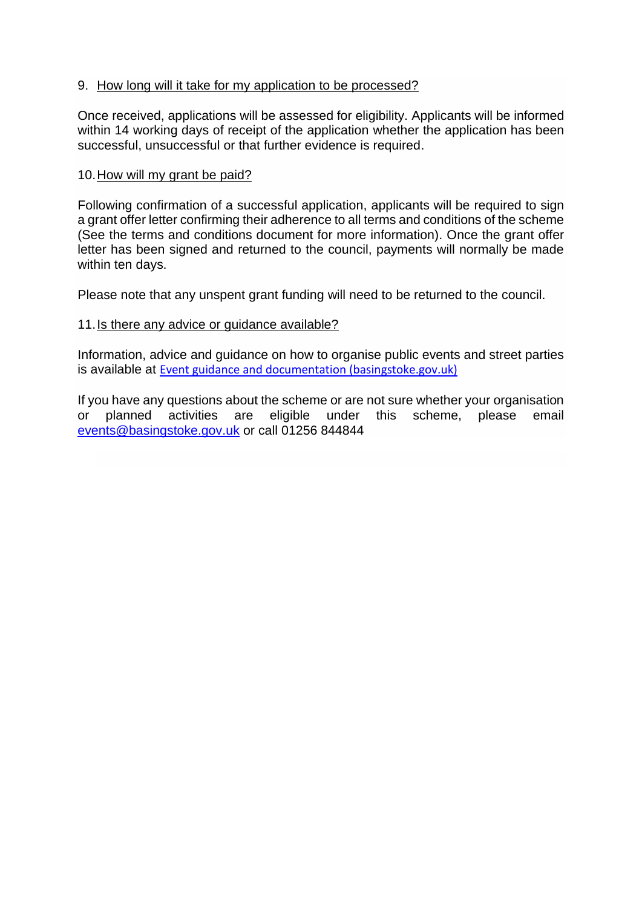9. <u>How long will it take for my application to be processed?</u>

Once received, applications will be assessed for eligibility. Applicants will be informed within 14 working days of receipt of the application whether the application has been successful, unsuccessful or that further evidence is required.

10. <u>How will my grant be paid?</u>

Following confirmation of a successful application, applicants will be required to sign a grant offer letter confirming their adherence to all terms and conditions of the scheme (See the terms and conditions document for more information). Once the grant offer letter has been signed and returned to the council, payments will normally be made within ten days.

Please note that any unspent grant funding will need to be returned to the council.

11. <u>Is there any advice or guidance available?</u>

Information, advice and guidance on how to organise public events and street parties is available at [Event guidance and documentation (basingstoke.gov.uk)]

If you have any questions about the scheme or are not sure whether your organisation or planned activities are eligible under this scheme, please email events@basingstoke.gov.uk or call 01256 844844